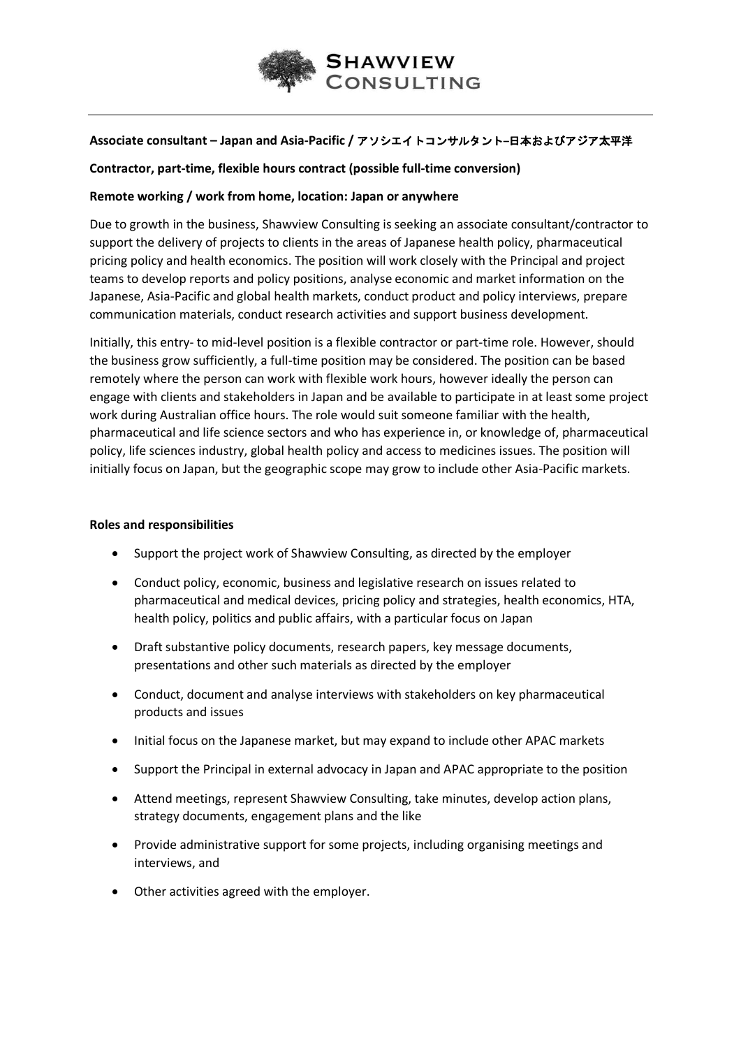**SHAWVIEW CONSULTING**

---

**Associate consultant – Japan and Asia-Pacific / アソシエイトコンサルタント–日本およびアジア太平洋**

**Contractor, part-time, flexible hours contract (possible full-time conversion)**

**Remote working / work from home, location: Japan or anywhere**

Due to growth in the business, Shawview Consulting is seeking an associate consultant/contractor to support the delivery of projects to clients in the areas of Japanese health policy, pharmaceutical pricing policy and health economics. The position will work closely with the Principal and project teams to develop reports and policy positions, analyse economic and market information on the Japanese, Asia-Pacific and global health markets, conduct product and policy interviews, prepare communication materials, conduct research activities and support business development.

Initially, this entry- to mid-level position is a flexible contractor or part-time role. However, should the business grow sufficiently, a full-time position may be considered. The position can be based remotely where the person can work with flexible work hours, however ideally the person can engage with clients and stakeholders in Japan and be available to participate in at least some project work during Australian office hours. The role would suit someone familiar with the health, pharmaceutical and life science sectors and who has experience in, or knowledge of, pharmaceutical policy, life sciences industry, global health policy and access to medicines issues. The position will initially focus on Japan, but the geographic scope may grow to include other Asia-Pacific markets.

**Roles and responsibilities**

- Support the project work of Shawview Consulting, as directed by the employer
- Conduct policy, economic, business and legislative research on issues related to pharmaceutical and medical devices, pricing policy and strategies, health economics, HTA, health policy, politics and public affairs, with a particular focus on Japan
- Draft substantive policy documents, research papers, key message documents, presentations and other such materials as directed by the employer
- Conduct, document and analyse interviews with stakeholders on key pharmaceutical products and issues
- Initial focus on the Japanese market, but may expand to include other APAC markets
- Support the Principal in external advocacy in Japan and APAC appropriate to the position
- Attend meetings, represent Shawview Consulting, take minutes, develop action plans, strategy documents, engagement plans and the like
- Provide administrative support for some projects, including organising meetings and interviews, and
- Other activities agreed with the employer.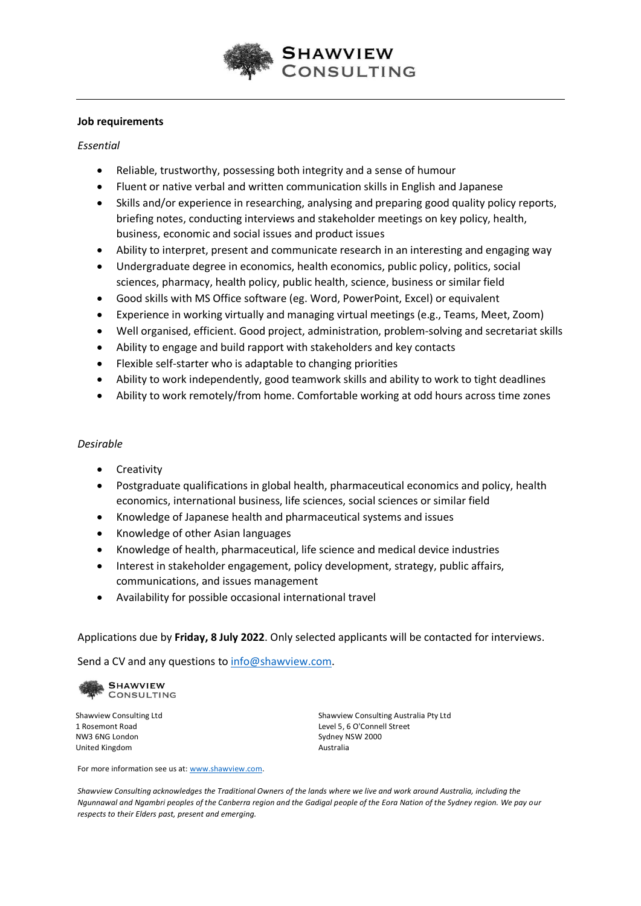**Job requirements**

*Essential*

- Reliable, trustworthy, possessing both integrity and a sense of humour
- Fluent or native verbal and written communication skills in English and Japanese
- Skills and/or experience in researching, analysing and preparing good quality policy reports, briefing notes, conducting interviews and stakeholder meetings on key policy, health, business, economic and social issues and product issues
- Ability to interpret, present and communicate research in an interesting and engaging way
- Undergraduate degree in economics, health economics, public policy, politics, social sciences, pharmacy, health policy, public health, science, business or similar field
- Good skills with MS Office software (eg. Word, PowerPoint, Excel) or equivalent
- Experience in working virtually and managing virtual meetings (e.g., Teams, Meet, Zoom)
- Well organised, efficient. Good project, administration, problem-solving and secretariat skills
- Ability to engage and build rapport with stakeholders and key contacts
- Flexible self-starter who is adaptable to changing priorities
- Ability to work independently, good teamwork skills and ability to work to tight deadlines
- Ability to work remotely/from home. Comfortable working at odd hours across time zones

*Desirable*

- Creativity
- Postgraduate qualifications in global health, pharmaceutical economics and policy, health economics, international business, life sciences, social sciences or similar field
- Knowledge of Japanese health and pharmaceutical systems and issues
- Knowledge of other Asian languages
- Knowledge of health, pharmaceutical, life science and medical device industries
- Interest in stakeholder engagement, policy development, strategy, public affairs, communications, and issues management
- Availability for possible occasional international travel

Applications due by **Friday, 8 July 2022**. Only selected applicants will be contacted for interviews.

Send a CV and any questions to info@shawview.com.

Shawview Consulting

Shawview Consulting Ltd
1 Rosemont Road
NW3 6NG London
United Kingdom

Shawview Consulting Australia Pty Ltd
Level 5, 6 O'Connell Street
Sydney NSW 2000
Australia

For more information see us at: www.shawview.com.

*Shawview Consulting acknowledges the Traditional Owners of the lands where we live and work around Australia, including the Ngunnawal and Ngambri peoples of the Canberra region and the Gadigal people of the Eora Nation of the Sydney region. We pay our respects to their Elders past, present and emerging.*